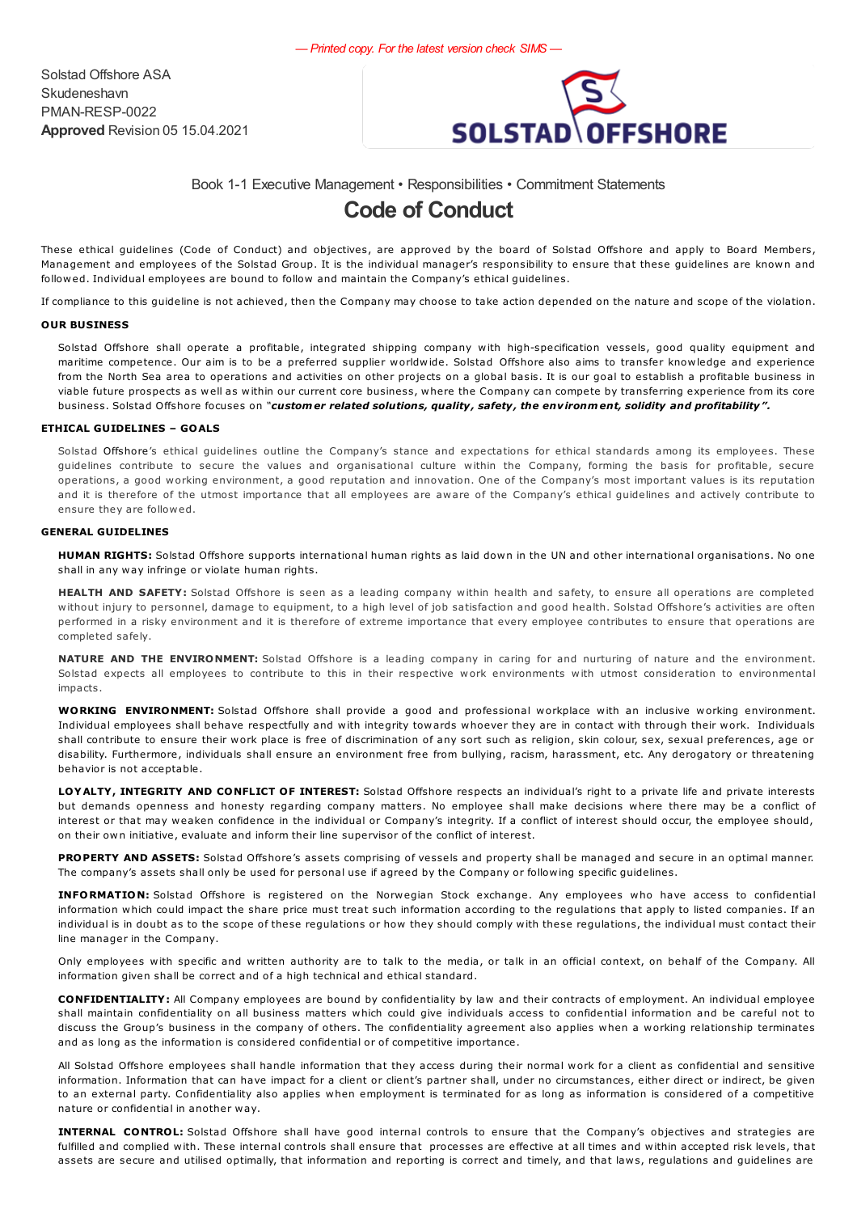Solstad Offshore ASA
Skudeneshavn
PMAN-RESP-0022
**Approved** Revision 05 15.04.2021

Book 1-1 Executive Management • Responsibilities • Commitment Statements

# Code of Conduct

These ethical guidelines (Code of Conduct) and objectives, are approved by the board of Solstad Offshore and apply to Board Members, Management and employees of the Solstad Group. It is the individual manager's responsibility to ensure that these guidelines are known and followed. Individual employees are bound to follow and maintain the Company's ethical guidelines.

If compliance to this guideline is not achieved, then the Company may choose to take action depended on the nature and scope of the violation.

### OUR BUSINESS

Solstad Offshore shall operate a profitable, integrated shipping company with high-specification vessels, good quality equipment and maritime competence. Our aim is to be a preferred supplier worldwide. Solstad Offshore also aims to transfer knowledge and experience from the North Sea area to operations and activities on other projects on a global basis. It is our goal to establish a profitable business in viable future prospects as well as within our current core business, where the Company can compete by transferring experience from its core business. Solstad Offshore focuses on *"**customer related solutions, quality, safety, the environment, solidity and profitability".***

### ETHICAL GUIDELINES – GOALS

Solstad Offshore's ethical guidelines outline the Company's stance and expectations for ethical standards among its employees. These guidelines contribute to secure the values and organisational culture within the Company, forming the basis for profitable, secure operations, a good working environment, a good reputation and innovation. One of the Company's most important values is its reputation and it is therefore of the utmost importance that all employees are aware of the Company's ethical guidelines and actively contribute to ensure they are followed.

### GENERAL GUIDELINES

**HUMAN RIGHTS:** Solstad Offshore supports international human rights as laid down in the UN and other international organisations. No one shall in any way infringe or violate human rights.

**HEALTH AND SAFETY:** Solstad Offshore is seen as a leading company within health and safety, to ensure all operations are completed without injury to personnel, damage to equipment, to a high level of job satisfaction and good health. Solstad Offshore's activities are often performed in a risky environment and it is therefore of extreme importance that every employee contributes to ensure that operations are completed safely.

**NATURE AND THE ENVIRONMENT:** Solstad Offshore is a leading company in caring for and nurturing of nature and the environment. Solstad expects all employees to contribute to this in their respective work environments with utmost consideration to environmental impacts.

**WORKING ENVIRONMENT:** Solstad Offshore shall provide a good and professional workplace with an inclusive working environment. Individual employees shall behave respectfully and with integrity towards whoever they are in contact with through their work. Individuals shall contribute to ensure their work place is free of discrimination of any sort such as religion, skin colour, sex, sexual preferences, age or disability. Furthermore, individuals shall ensure an environment free from bullying, racism, harassment, etc. Any derogatory or threatening behavior is not acceptable.

**LOYALTY, INTEGRITY AND CONFLICT OF INTEREST:** Solstad Offshore respects an individual's right to a private life and private interests but demands openness and honesty regarding company matters. No employee shall make decisions where there may be a conflict of interest or that may weaken confidence in the individual or Company's integrity. If a conflict of interest should occur, the employee should, on their own initiative, evaluate and inform their line supervisor of the conflict of interest.

**PROPERTY AND ASSETS:** Solstad Offshore's assets comprising of vessels and property shall be managed and secure in an optimal manner. The company's assets shall only be used for personal use if agreed by the Company or following specific guidelines.

**INFORMATION:** Solstad Offshore is registered on the Norwegian Stock exchange. Any employees who have access to confidential information which could impact the share price must treat such information according to the regulations that apply to listed companies. If an individual is in doubt as to the scope of these regulations or how they should comply with these regulations, the individual must contact their line manager in the Company.

Only employees with specific and written authority are to talk to the media, or talk in an official context, on behalf of the Company. All information given shall be correct and of a high technical and ethical standard.

**CONFIDENTIALITY:** All Company employees are bound by confidentiality by law and their contracts of employment. An individual employee shall maintain confidentiality on all business matters which could give individuals access to confidential information and be careful not to discuss the Group's business in the company of others. The confidentiality agreement also applies when a working relationship terminates and as long as the information is considered confidential or of competitive importance.

All Solstad Offshore employees shall handle information that they access during their normal work for a client as confidential and sensitive information. Information that can have impact for a client or client's partner shall, under no circumstances, either direct or indirect, be given to an external party. Confidentiality also applies when employment is terminated for as long as information is considered of a competitive nature or confidential in another way.

**INTERNAL CONTROL:** Solstad Offshore shall have good internal controls to ensure that the Company's objectives and strategies are fulfilled and complied with. These internal controls shall ensure that processes are effective at all times and within accepted risk levels, that assets are secure and utilised optimally, that information and reporting is correct and timely, and that laws, regulations and guidelines are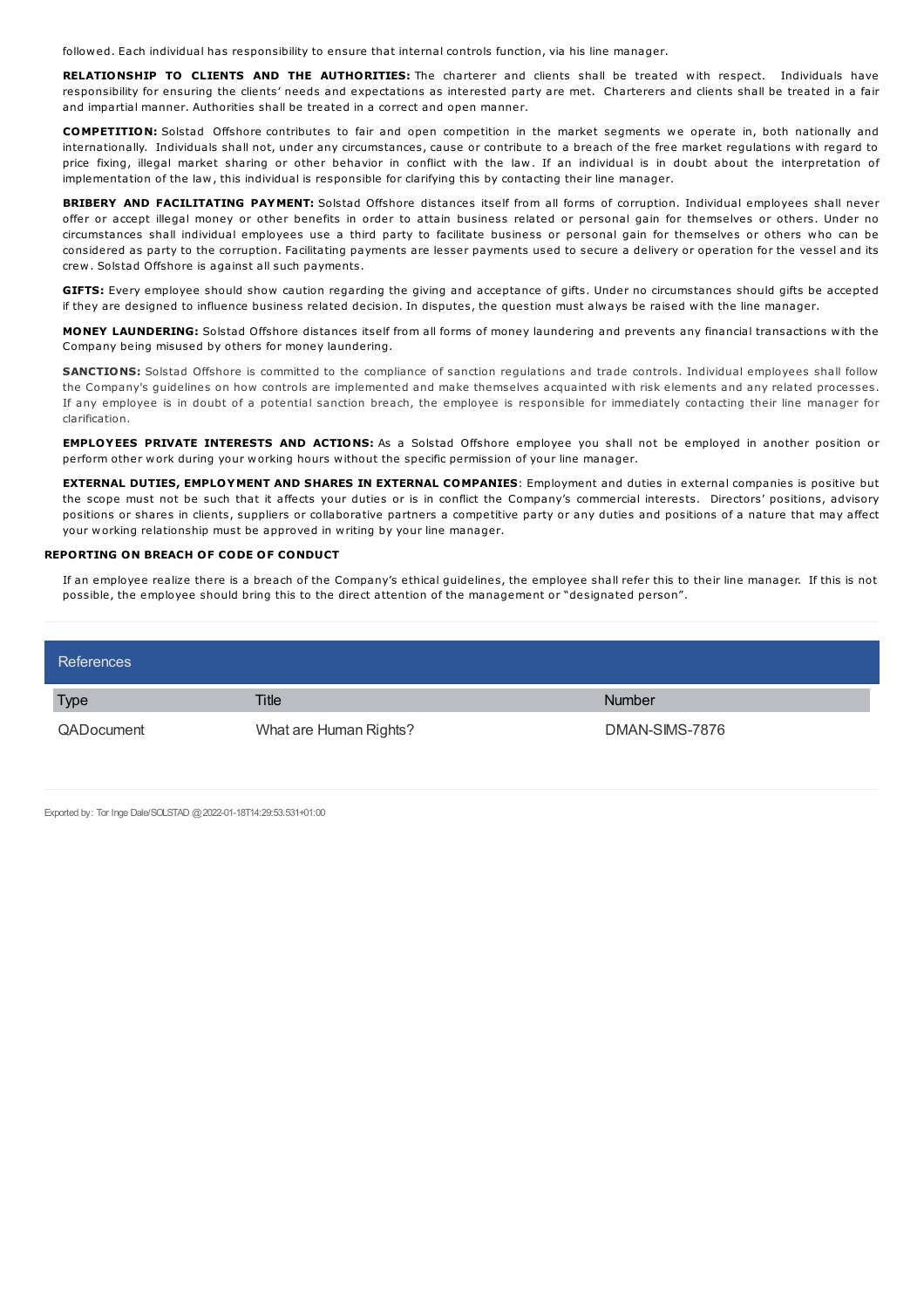followed. Each individual has responsibility to ensure that internal controls function, via his line manager.

**RELATIONSHIP TO CLIENTS AND THE AUTHORITIES:** The charterer and clients shall be treated with respect. Individuals have responsibility for ensuring the clients' needs and expectations as interested party are met. Charterers and clients shall be treated in a fair and impartial manner. Authorities shall be treated in a correct and open manner.

**COMPETITION:** Solstad Offshore contributes to fair and open competition in the market segments we operate in, both nationally and internationally. Individuals shall not, under any circumstances, cause or contribute to a breach of the free market regulations with regard to price fixing, illegal market sharing or other behavior in conflict with the law. If an individual is in doubt about the interpretation of implementation of the law, this individual is responsible for clarifying this by contacting their line manager.

**BRIBERY AND FACILITATING PAYMENT:** Solstad Offshore distances itself from all forms of corruption. Individual employees shall never offer or accept illegal money or other benefits in order to attain business related or personal gain for themselves or others. Under no circumstances shall individual employees use a third party to facilitate business or personal gain for themselves or others who can be considered as party to the corruption. Facilitating payments are lesser payments used to secure a delivery or operation for the vessel and its crew. Solstad Offshore is against all such payments.

**GIFTS:** Every employee should show caution regarding the giving and acceptance of gifts. Under no circumstances should gifts be accepted if they are designed to influence business related decision. In disputes, the question must always be raised with the line manager.

**MONEY LAUNDERING:** Solstad Offshore distances itself from all forms of money laundering and prevents any financial transactions with the Company being misused by others for money laundering.

**SANCTIONS:** Solstad Offshore is committed to the compliance of sanction regulations and trade controls. Individual employees shall follow the Company's guidelines on how controls are implemented and make themselves acquainted with risk elements and any related processes. If any employee is in doubt of a potential sanction breach, the employee is responsible for immediately contacting their line manager for clarification.

**EMPLOYEES PRIVATE INTERESTS AND ACTIONS:** As a Solstad Offshore employee you shall not be employed in another position or perform other work during your working hours without the specific permission of your line manager.

**EXTERNAL DUTIES, EMPLOYMENT AND SHARES IN EXTERNAL COMPANIES**: Employment and duties in external companies is positive but the scope must not be such that it affects your duties or is in conflict the Company's commercial interests. Directors' positions, advisory positions or shares in clients, suppliers or collaborative partners a competitive party or any duties and positions of a nature that may affect your working relationship must be approved in writing by your line manager.

## REPORTING ON BREACH OF CODE OF CONDUCT

If an employee realize there is a breach of the Company's ethical guidelines, the employee shall refer this to their line manager. If this is not possible, the employee should bring this to the direct attention of the management or "designated person".

## References

| Type | Title | Number |
|---|---|---|
| QADocument | What are Human Rights? | DMAN-SIMS-7876 |

Exported by: Tor Inge Dale/SOLSTAD @ 2022-01-18T14:29:53.531+01:00